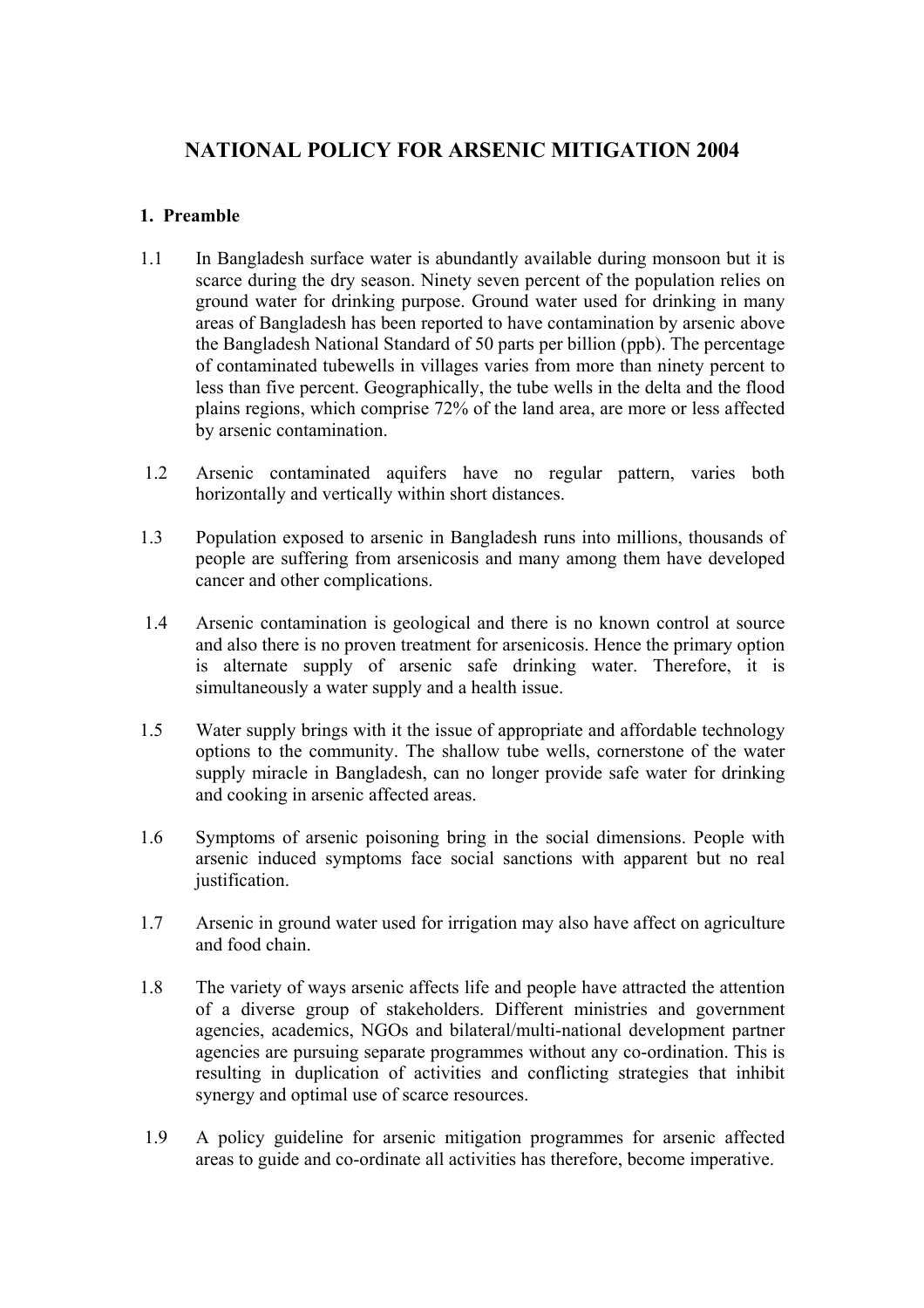# NATIONAL POLICY FOR ARSENIC MITIGATION 2004

## 1. Preamble

1.1 In Bangladesh surface water is abundantly available during monsoon but it is scarce during the dry season. Ninety seven percent of the population relies on ground water for drinking purpose. Ground water used for drinking in many areas of Bangladesh has been reported to have contamination by arsenic above the Bangladesh National Standard of 50 parts per billion (ppb). The percentage of contaminated tubewells in villages varies from more than ninety percent to less than five percent. Geographically, the tube wells in the delta and the flood plains regions, which comprise 72% of the land area, are more or less affected by arsenic contamination.

1.2 Arsenic contaminated aquifers have no regular pattern, varies both horizontally and vertically within short distances.

1.3 Population exposed to arsenic in Bangladesh runs into millions, thousands of people are suffering from arsenicosis and many among them have developed cancer and other complications.

1.4 Arsenic contamination is geological and there is no known control at source and also there is no proven treatment for arsenicosis. Hence the primary option is alternate supply of arsenic safe drinking water. Therefore, it is simultaneously a water supply and a health issue.

1.5 Water supply brings with it the issue of appropriate and affordable technology options to the community. The shallow tube wells, cornerstone of the water supply miracle in Bangladesh, can no longer provide safe water for drinking and cooking in arsenic affected areas.

1.6 Symptoms of arsenic poisoning bring in the social dimensions. People with arsenic induced symptoms face social sanctions with apparent but no real justification.

1.7 Arsenic in ground water used for irrigation may also have affect on agriculture and food chain.

1.8 The variety of ways arsenic affects life and people have attracted the attention of a diverse group of stakeholders. Different ministries and government agencies, academics, NGOs and bilateral/multi-national development partner agencies are pursuing separate programmes without any co-ordination. This is resulting in duplication of activities and conflicting strategies that inhibit synergy and optimal use of scarce resources.

1.9 A policy guideline for arsenic mitigation programmes for arsenic affected areas to guide and co-ordinate all activities has therefore, become imperative.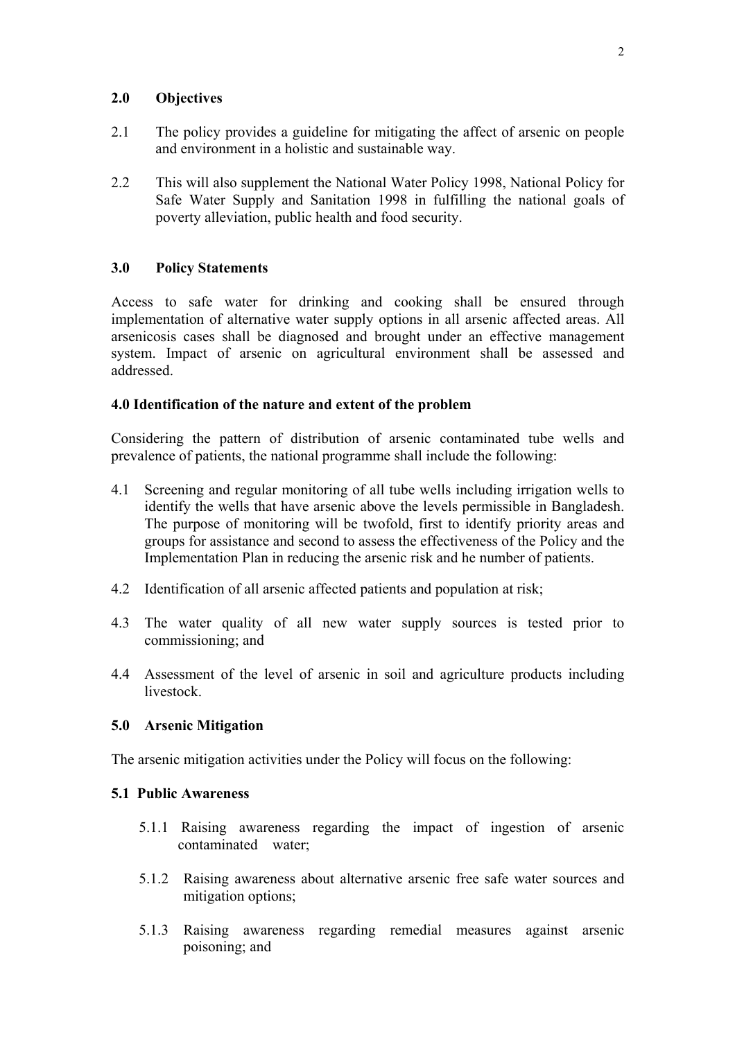## 2.0 Objectives

2.1 The policy provides a guideline for mitigating the affect of arsenic on people and environment in a holistic and sustainable way.

2.2 This will also supplement the National Water Policy 1998, National Policy for Safe Water Supply and Sanitation 1998 in fulfilling the national goals of poverty alleviation, public health and food security.

## 3.0 Policy Statements

Access to safe water for drinking and cooking shall be ensured through implementation of alternative water supply options in all arsenic affected areas. All arsenicosis cases shall be diagnosed and brought under an effective management system. Impact of arsenic on agricultural environment shall be assessed and addressed.

## 4.0 Identification of the nature and extent of the problem

Considering the pattern of distribution of arsenic contaminated tube wells and prevalence of patients, the national programme shall include the following:

4.1 Screening and regular monitoring of all tube wells including irrigation wells to identify the wells that have arsenic above the levels permissible in Bangladesh. The purpose of monitoring will be twofold, first to identify priority areas and groups for assistance and second to assess the effectiveness of the Policy and the Implementation Plan in reducing the arsenic risk and he number of patients.

4.2 Identification of all arsenic affected patients and population at risk;

4.3 The water quality of all new water supply sources is tested prior to commissioning; and

4.4 Assessment of the level of arsenic in soil and agriculture products including livestock.

## 5.0 Arsenic Mitigation

The arsenic mitigation activities under the Policy will focus on the following:

### 5.1 Public Awareness

5.1.1 Raising awareness regarding the impact of ingestion of arsenic contaminated water;

5.1.2 Raising awareness about alternative arsenic free safe water sources and mitigation options;

5.1.3 Raising awareness regarding remedial measures against arsenic poisoning; and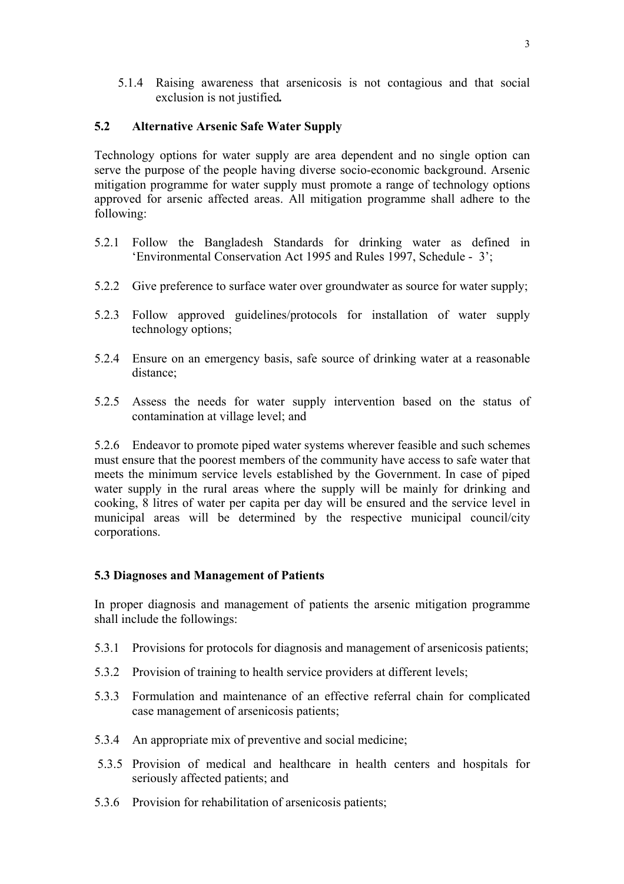5.1.4 Raising awareness that arsenicosis is not contagious and that social exclusion is not justified**.**

## 5.2 Alternative Arsenic Safe Water Supply

Technology options for water supply are area dependent and no single option can serve the purpose of the people having diverse socio-economic background. Arsenic mitigation programme for water supply must promote a range of technology options approved for arsenic affected areas. All mitigation programme shall adhere to the following:

5.2.1 Follow the Bangladesh Standards for drinking water as defined in 'Environmental Conservation Act 1995 and Rules 1997, Schedule - 3';

5.2.2 Give preference to surface water over groundwater as source for water supply;

5.2.3 Follow approved guidelines/protocols for installation of water supply technology options;

5.2.4 Ensure on an emergency basis, safe source of drinking water at a reasonable distance;

5.2.5 Assess the needs for water supply intervention based on the status of contamination at village level; and

5.2.6 Endeavor to promote piped water systems wherever feasible and such schemes must ensure that the poorest members of the community have access to safe water that meets the minimum service levels established by the Government. In case of piped water supply in the rural areas where the supply will be mainly for drinking and cooking, 8 litres of water per capita per day will be ensured and the service level in municipal areas will be determined by the respective municipal council/city corporations.

## 5.3 Diagnoses and Management of Patients

In proper diagnosis and management of patients the arsenic mitigation programme shall include the followings:

5.3.1 Provisions for protocols for diagnosis and management of arsenicosis patients;

5.3.2 Provision of training to health service providers at different levels;

5.3.3 Formulation and maintenance of an effective referral chain for complicated case management of arsenicosis patients;

5.3.4 An appropriate mix of preventive and social medicine;

5.3.5 Provision of medical and healthcare in health centers and hospitals for seriously affected patients; and

5.3.6 Provision for rehabilitation of arsenicosis patients;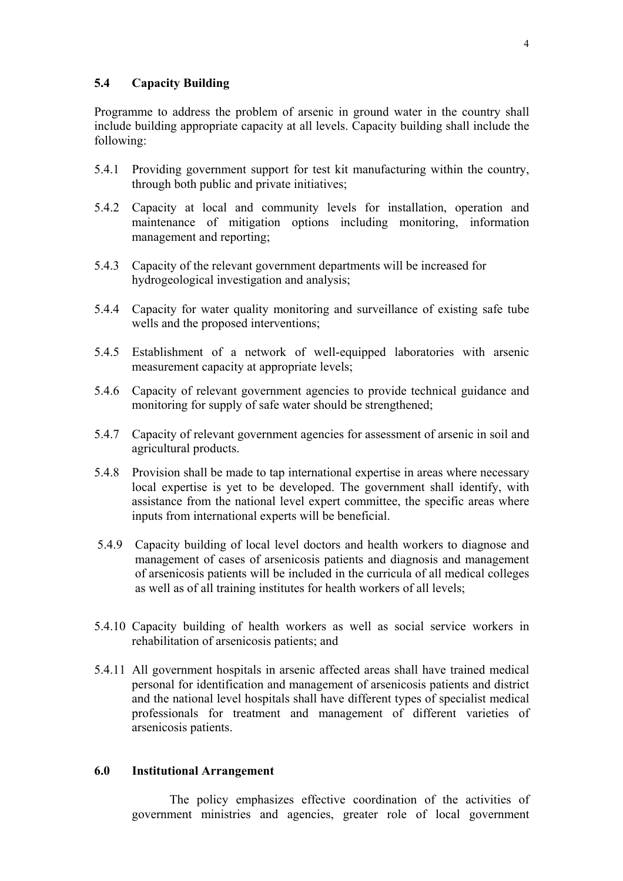## 5.4 Capacity Building

Programme to address the problem of arsenic in ground water in the country shall include building appropriate capacity at all levels. Capacity building shall include the following:

5.4.1 Providing government support for test kit manufacturing within the country, through both public and private initiatives;

5.4.2 Capacity at local and community levels for installation, operation and maintenance of mitigation options including monitoring, information management and reporting;

5.4.3 Capacity of the relevant government departments will be increased for hydrogeological investigation and analysis;

5.4.4 Capacity for water quality monitoring and surveillance of existing safe tube wells and the proposed interventions;

5.4.5 Establishment of a network of well-equipped laboratories with arsenic measurement capacity at appropriate levels;

5.4.6 Capacity of relevant government agencies to provide technical guidance and monitoring for supply of safe water should be strengthened;

5.4.7 Capacity of relevant government agencies for assessment of arsenic in soil and agricultural products.

5.4.8 Provision shall be made to tap international expertise in areas where necessary local expertise is yet to be developed. The government shall identify, with assistance from the national level expert committee, the specific areas where inputs from international experts will be beneficial.

5.4.9 Capacity building of local level doctors and health workers to diagnose and management of cases of arsenicosis patients and diagnosis and management of arsenicosis patients will be included in the curricula of all medical colleges as well as of all training institutes for health workers of all levels;

5.4.10 Capacity building of health workers as well as social service workers in rehabilitation of arsenicosis patients; and

5.4.11 All government hospitals in arsenic affected areas shall have trained medical personal for identification and management of arsenicosis patients and district and the national level hospitals shall have different types of specialist medical professionals for treatment and management of different varieties of arsenicosis patients.

## 6.0 Institutional Arrangement

The policy emphasizes effective coordination of the activities of government ministries and agencies, greater role of local government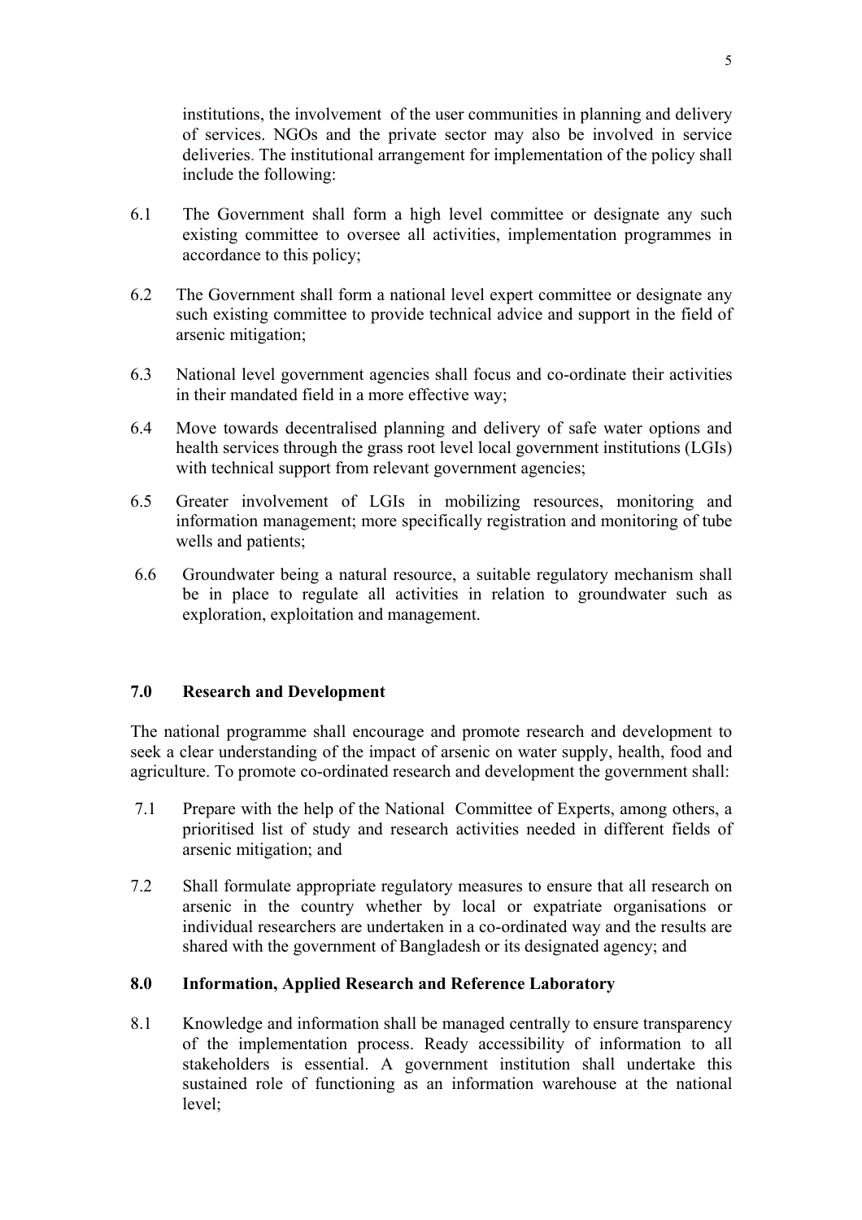institutions, the involvement of the user communities in planning and delivery of services. NGOs and the private sector may also be involved in service deliveries. The institutional arrangement for implementation of the policy shall include the following:

6.1 The Government shall form a high level committee or designate any such existing committee to oversee all activities, implementation programmes in accordance to this policy;

6.2 The Government shall form a national level expert committee or designate any such existing committee to provide technical advice and support in the field of arsenic mitigation;

6.3 National level government agencies shall focus and co-ordinate their activities in their mandated field in a more effective way;

6.4 Move towards decentralised planning and delivery of safe water options and health services through the grass root level local government institutions (LGIs) with technical support from relevant government agencies;

6.5 Greater involvement of LGIs in mobilizing resources, monitoring and information management; more specifically registration and monitoring of tube wells and patients;

6.6 Groundwater being a natural resource, a suitable regulatory mechanism shall be in place to regulate all activities in relation to groundwater such as exploration, exploitation and management.

## 7.0 Research and Development

The national programme shall encourage and promote research and development to seek a clear understanding of the impact of arsenic on water supply, health, food and agriculture. To promote co-ordinated research and development the government shall:

7.1 Prepare with the help of the National Committee of Experts, among others, a prioritised list of study and research activities needed in different fields of arsenic mitigation; and

7.2 Shall formulate appropriate regulatory measures to ensure that all research on arsenic in the country whether by local or expatriate organisations or individual researchers are undertaken in a co-ordinated way and the results are shared with the government of Bangladesh or its designated agency; and

## 8.0 Information, Applied Research and Reference Laboratory

8.1 Knowledge and information shall be managed centrally to ensure transparency of the implementation process. Ready accessibility of information to all stakeholders is essential. A government institution shall undertake this sustained role of functioning as an information warehouse at the national level;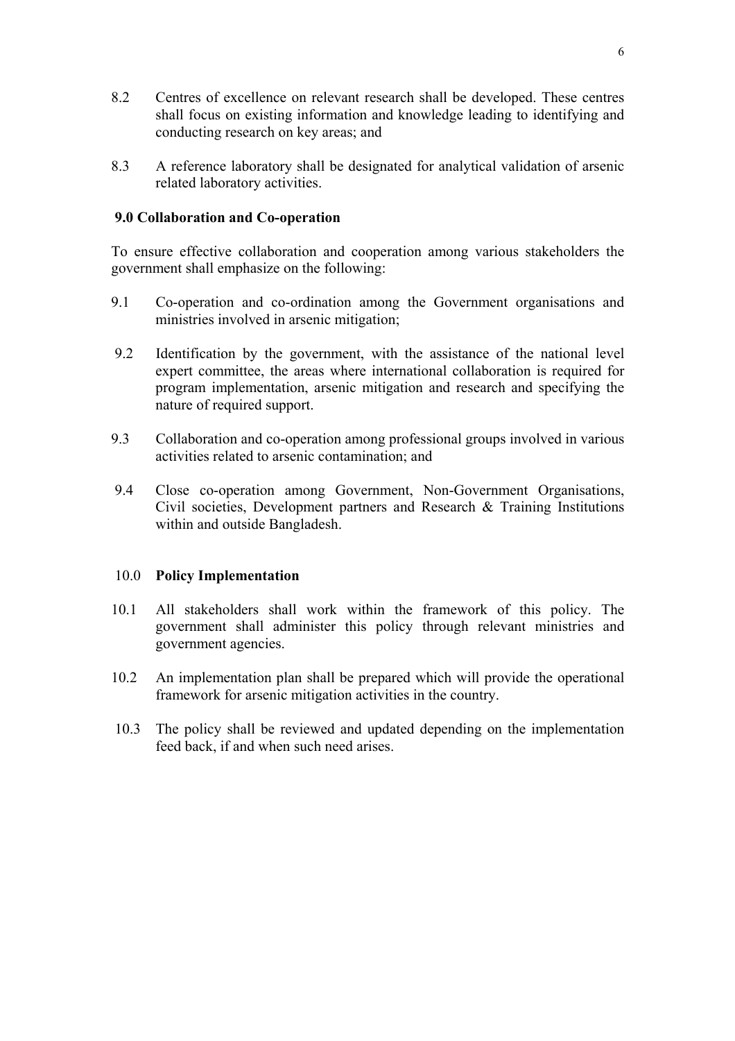8.2 Centres of excellence on relevant research shall be developed. These centres shall focus on existing information and knowledge leading to identifying and conducting research on key areas; and

8.3 A reference laboratory shall be designated for analytical validation of arsenic related laboratory activities.

## 9.0 Collaboration and Co-operation

To ensure effective collaboration and cooperation among various stakeholders the government shall emphasize on the following:

9.1 Co-operation and co-ordination among the Government organisations and ministries involved in arsenic mitigation;

9.2 Identification by the government, with the assistance of the national level expert committee, the areas where international collaboration is required for program implementation, arsenic mitigation and research and specifying the nature of required support.

9.3 Collaboration and co-operation among professional groups involved in various activities related to arsenic contamination; and

9.4 Close co-operation among Government, Non-Government Organisations, Civil societies, Development partners and Research & Training Institutions within and outside Bangladesh.

## 10.0 Policy Implementation

10.1 All stakeholders shall work within the framework of this policy. The government shall administer this policy through relevant ministries and government agencies.

10.2 An implementation plan shall be prepared which will provide the operational framework for arsenic mitigation activities in the country.

10.3 The policy shall be reviewed and updated depending on the implementation feed back, if and when such need arises.